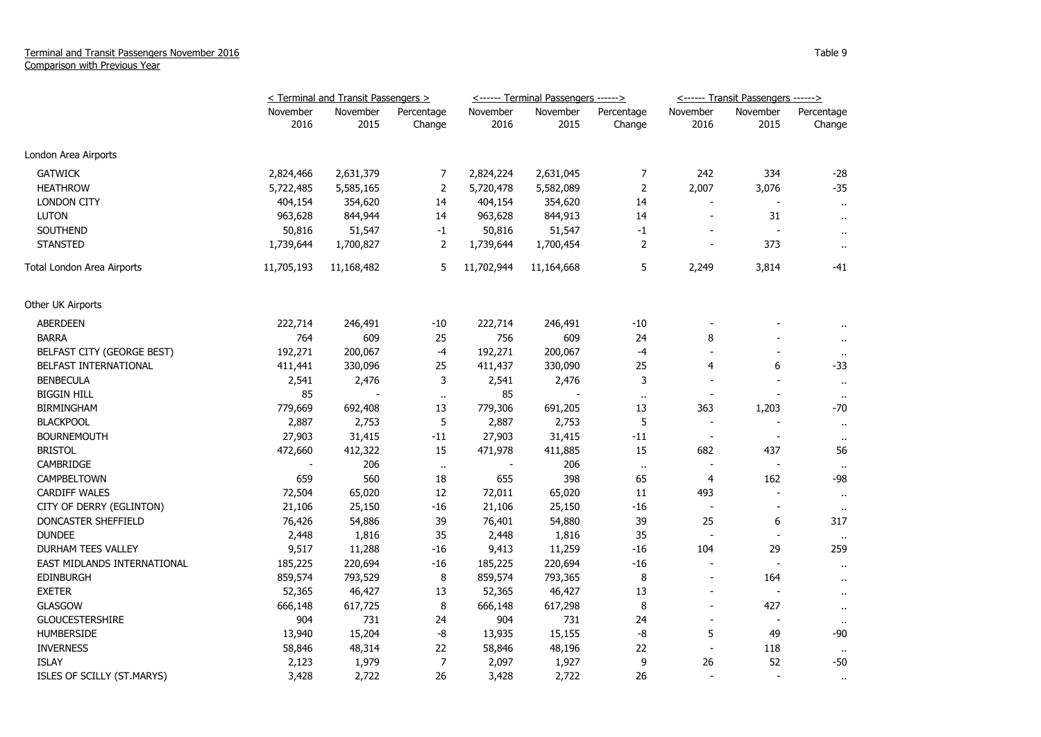Terminal and Transit Passengers November 2016
Comparison with Previous Year

Table 9

| | < Terminal and Transit Passengers > | | | <------ Terminal Passengers ------> | | | <------ Transit Passengers ------> | | |
|---|---|---|---|---|---|---|---|---|---|
| | November 2016 | November 2015 | Percentage Change | November 2016 | November 2015 | Percentage Change | November 2016 | November 2015 | Percentage Change |
| London Area Airports | | | | | | | | | |
| GATWICK | 2,824,466 | 2,631,379 | 7 | 2,824,224 | 2,631,045 | 7 | 242 | 334 | -28 |
| HEATHROW | 5,722,485 | 5,585,165 | 2 | 5,720,478 | 5,582,089 | 2 | 2,007 | 3,076 | -35 |
| LONDON CITY | 404,154 | 354,620 | 14 | 404,154 | 354,620 | 14 | - | - | .. |
| LUTON | 963,628 | 844,944 | 14 | 963,628 | 844,913 | 14 | - | 31 | .. |
| SOUTHEND | 50,816 | 51,547 | -1 | 50,816 | 51,547 | -1 | - | - | .. |
| STANSTED | 1,739,644 | 1,700,827 | 2 | 1,739,644 | 1,700,454 | 2 | - | 373 | .. |
| Total London Area Airports | 11,705,193 | 11,168,482 | 5 | 11,702,944 | 11,164,668 | 5 | 2,249 | 3,814 | -41 |
| Other UK Airports | | | | | | | | | |
| ABERDEEN | 222,714 | 246,491 | -10 | 222,714 | 246,491 | -10 | - | - | .. |
| BARRA | 764 | 609 | 25 | 756 | 609 | 24 | 8 | - | .. |
| BELFAST CITY (GEORGE BEST) | 192,271 | 200,067 | -4 | 192,271 | 200,067 | -4 | - | - | .. |
| BELFAST INTERNATIONAL | 411,441 | 330,096 | 25 | 411,437 | 330,090 | 25 | 4 | 6 | -33 |
| BENBECULA | 2,541 | 2,476 | 3 | 2,541 | 2,476 | 3 | - | - | .. |
| BIGGIN HILL | 85 | - | .. | 85 | - | .. | - | - | .. |
| BIRMINGHAM | 779,669 | 692,408 | 13 | 779,306 | 691,205 | 13 | 363 | 1,203 | -70 |
| BLACKPOOL | 2,887 | 2,753 | 5 | 2,887 | 2,753 | 5 | - | - | .. |
| BOURNEMOUTH | 27,903 | 31,415 | -11 | 27,903 | 31,415 | -11 | - | - | .. |
| BRISTOL | 472,660 | 412,322 | 15 | 471,978 | 411,885 | 15 | 682 | 437 | 56 |
| CAMBRIDGE | - | 206 | .. | - | 206 | .. | - | - | .. |
| CAMPBELTOWN | 659 | 560 | 18 | 655 | 398 | 65 | 4 | 162 | -98 |
| CARDIFF WALES | 72,504 | 65,020 | 12 | 72,011 | 65,020 | 11 | 493 | - | .. |
| CITY OF DERRY (EGLINTON) | 21,106 | 25,150 | -16 | 21,106 | 25,150 | -16 | - | - | .. |
| DONCASTER SHEFFIELD | 76,426 | 54,886 | 39 | 76,401 | 54,880 | 39 | 25 | 6 | 317 |
| DUNDEE | 2,448 | 1,816 | 35 | 2,448 | 1,816 | 35 | - | - | .. |
| DURHAM TEES VALLEY | 9,517 | 11,288 | -16 | 9,413 | 11,259 | -16 | 104 | 29 | 259 |
| EAST MIDLANDS INTERNATIONAL | 185,225 | 220,694 | -16 | 185,225 | 220,694 | -16 | - | - | .. |
| EDINBURGH | 859,574 | 793,529 | 8 | 859,574 | 793,365 | 8 | - | 164 | .. |
| EXETER | 52,365 | 46,427 | 13 | 52,365 | 46,427 | 13 | - | - | .. |
| GLASGOW | 666,148 | 617,725 | 8 | 666,148 | 617,298 | 8 | - | 427 | .. |
| GLOUCESTERSHIRE | 904 | 731 | 24 | 904 | 731 | 24 | - | - | .. |
| HUMBERSIDE | 13,940 | 15,204 | -8 | 13,935 | 15,155 | -8 | 5 | 49 | -90 |
| INVERNESS | 58,846 | 48,314 | 22 | 58,846 | 48,196 | 22 | - | 118 | .. |
| ISLAY | 2,123 | 1,979 | 7 | 2,097 | 1,927 | 9 | 26 | 52 | -50 |
| ISLES OF SCILLY (ST.MARYS) | 3,428 | 2,722 | 26 | 3,428 | 2,722 | 26 | - | - | .. |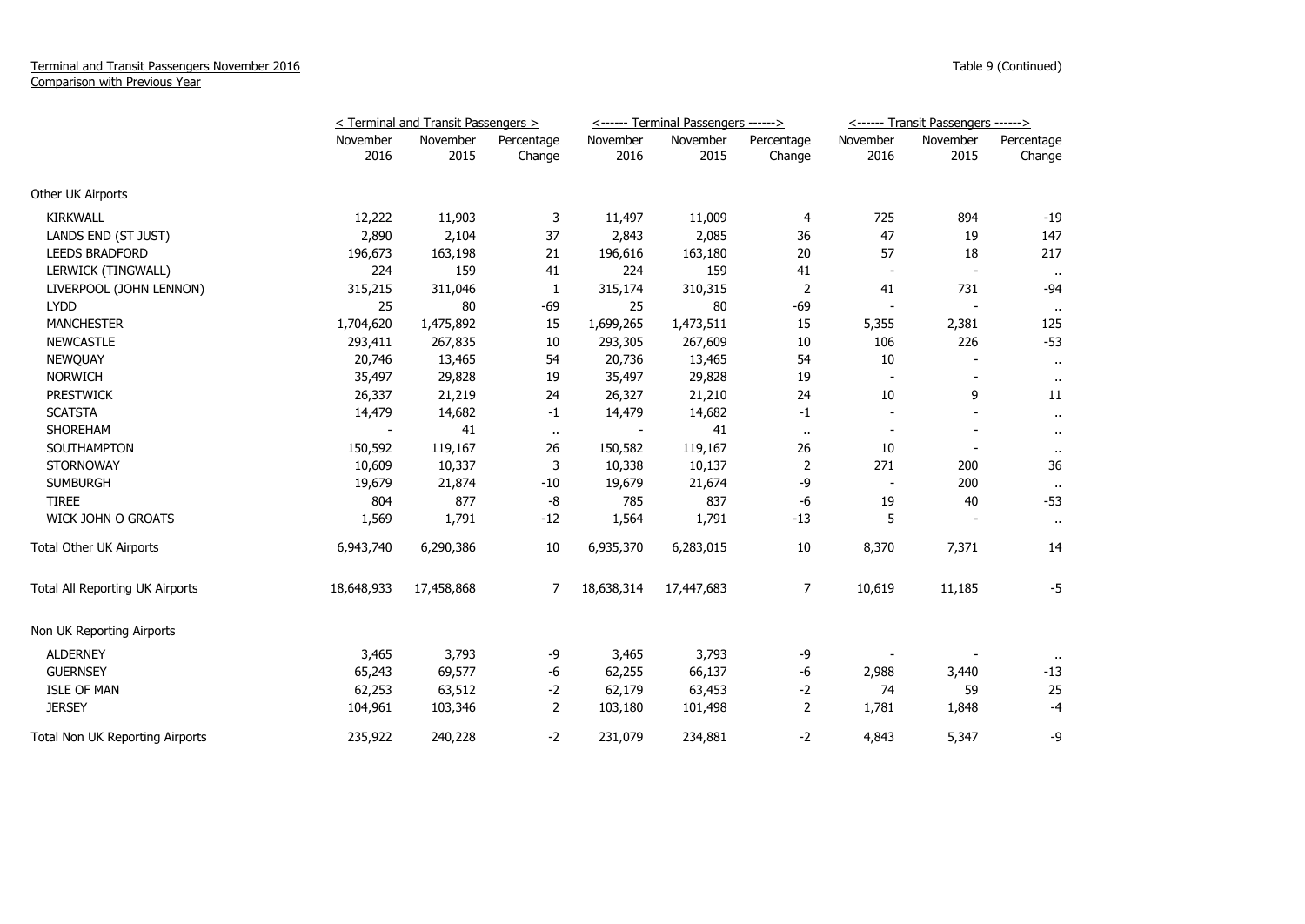Terminal and Transit Passengers November 2016
Comparison with Previous Year

Table 9 (Continued)

| | < Terminal and Transit Passengers > | | | <------ Terminal Passengers ------> | | | <------ Transit Passengers ------> | | |
|---|---|---|---|---|---|---|---|---|---|
| | November 2016 | November 2015 | Percentage Change | November 2016 | November 2015 | Percentage Change | November 2016 | November 2015 | Percentage Change |
| Other UK Airports | | | | | | | | | |
| KIRKWALL | 12,222 | 11,903 | 3 | 11,497 | 11,009 | 4 | 725 | 894 | -19 |
| LANDS END (ST JUST) | 2,890 | 2,104 | 37 | 2,843 | 2,085 | 36 | 47 | 19 | 147 |
| LEEDS BRADFORD | 196,673 | 163,198 | 21 | 196,616 | 163,180 | 20 | 57 | 18 | 217 |
| LERWICK (TINGWALL) | 224 | 159 | 41 | 224 | 159 | 41 | - | - | .. |
| LIVERPOOL (JOHN LENNON) | 315,215 | 311,046 | 1 | 315,174 | 310,315 | 2 | 41 | 731 | -94 |
| LYDD | 25 | 80 | -69 | 25 | 80 | -69 | - | - | .. |
| MANCHESTER | 1,704,620 | 1,475,892 | 15 | 1,699,265 | 1,473,511 | 15 | 5,355 | 2,381 | 125 |
| NEWCASTLE | 293,411 | 267,835 | 10 | 293,305 | 267,609 | 10 | 106 | 226 | -53 |
| NEWQUAY | 20,746 | 13,465 | 54 | 20,736 | 13,465 | 54 | 10 | - | .. |
| NORWICH | 35,497 | 29,828 | 19 | 35,497 | 29,828 | 19 | - | - | .. |
| PRESTWICK | 26,337 | 21,219 | 24 | 26,327 | 21,210 | 24 | 10 | 9 | 11 |
| SCATSTA | 14,479 | 14,682 | -1 | 14,479 | 14,682 | -1 | - | - | .. |
| SHOREHAM | - | 41 | .. | - | 41 | .. | - | - | .. |
| SOUTHAMPTON | 150,592 | 119,167 | 26 | 150,582 | 119,167 | 26 | 10 | - | .. |
| STORNOWAY | 10,609 | 10,337 | 3 | 10,338 | 10,137 | 2 | 271 | 200 | 36 |
| SUMBURGH | 19,679 | 21,874 | -10 | 19,679 | 21,674 | -9 | - | 200 | .. |
| TIREE | 804 | 877 | -8 | 785 | 837 | -6 | 19 | 40 | -53 |
| WICK JOHN O GROATS | 1,569 | 1,791 | -12 | 1,564 | 1,791 | -13 | 5 | - | .. |
| Total Other UK Airports | 6,943,740 | 6,290,386 | 10 | 6,935,370 | 6,283,015 | 10 | 8,370 | 7,371 | 14 |
| Total All Reporting UK Airports | 18,648,933 | 17,458,868 | 7 | 18,638,314 | 17,447,683 | 7 | 10,619 | 11,185 | -5 |
| Non UK Reporting Airports | | | | | | | | | |
| ALDERNEY | 3,465 | 3,793 | -9 | 3,465 | 3,793 | -9 | - | - | .. |
| GUERNSEY | 65,243 | 69,577 | -6 | 62,255 | 66,137 | -6 | 2,988 | 3,440 | -13 |
| ISLE OF MAN | 62,253 | 63,512 | -2 | 62,179 | 63,453 | -2 | 74 | 59 | 25 |
| JERSEY | 104,961 | 103,346 | 2 | 103,180 | 101,498 | 2 | 1,781 | 1,848 | -4 |
| Total Non UK Reporting Airports | 235,922 | 240,228 | -2 | 231,079 | 234,881 | -2 | 4,843 | 5,347 | -9 |